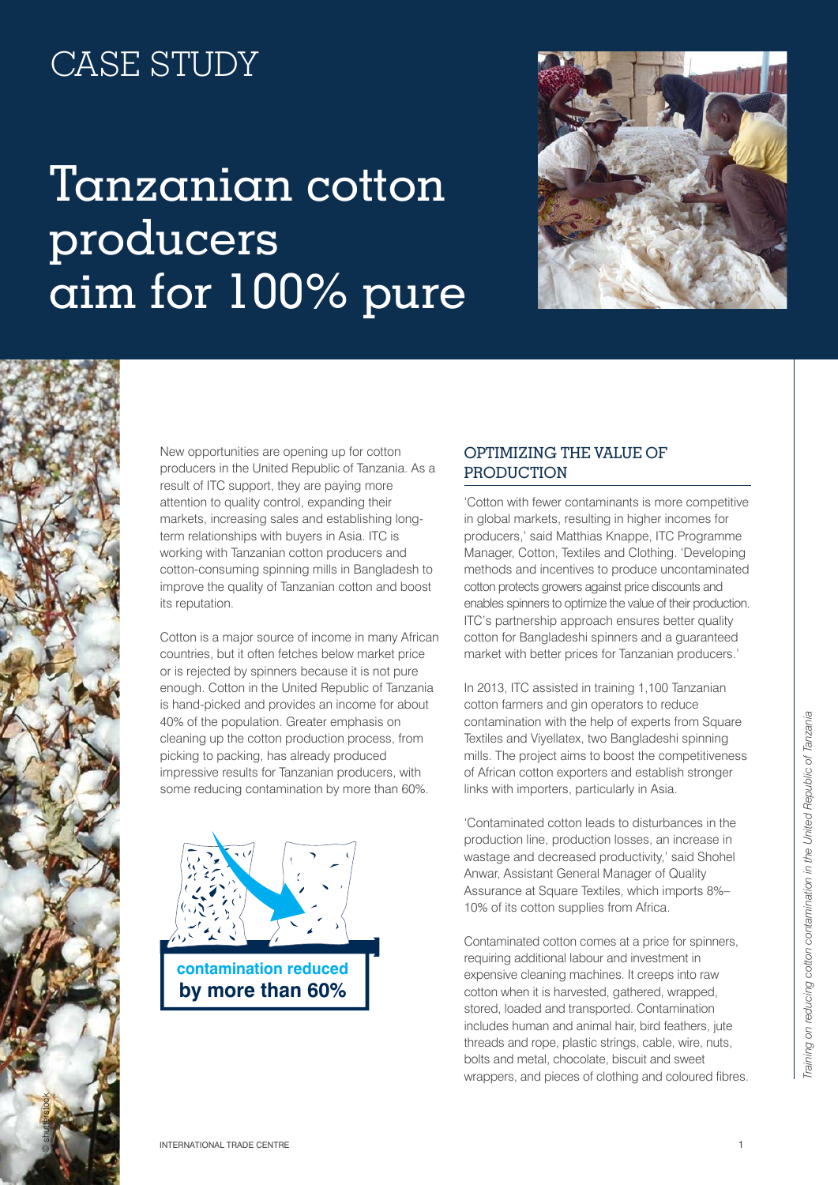CASE STUDY

# Tanzanian cotton producers aim for 100% pure

New opportunities are opening up for cotton producers in the United Republic of Tanzania. As a result of ITC support, they are paying more attention to quality control, expanding their markets, increasing sales and establishing long-term relationships with buyers in Asia. ITC is working with Tanzanian cotton producers and cotton-consuming spinning mills in Bangladesh to improve the quality of Tanzanian cotton and boost its reputation.

Cotton is a major source of income in many African countries, but it often fetches below market price or is rejected by spinners because it is not pure enough. Cotton in the United Republic of Tanzania is hand-picked and provides an income for about 40% of the population. Greater emphasis on cleaning up the cotton production process, from picking to packing, has already produced impressive results for Tanzanian producers, with some reducing contamination by more than 60%.

**contamination reduced by more than 60%**

## OPTIMIZING THE VALUE OF PRODUCTION

'Cotton with fewer contaminants is more competitive in global markets, resulting in higher incomes for producers,' said Matthias Knappe, ITC Programme Manager, Cotton, Textiles and Clothing. 'Developing methods and incentives to produce uncontaminated cotton protects growers against price discounts and enables spinners to optimize the value of their production. ITC's partnership approach ensures better quality cotton for Bangladeshi spinners and a guaranteed market with better prices for Tanzanian producers.'

In 2013, ITC assisted in training 1,100 Tanzanian cotton farmers and gin operators to reduce contamination with the help of experts from Square Textiles and Viyellatex, two Bangladeshi spinning mills. The project aims to boost the competitiveness of African cotton exporters and establish stronger links with importers, particularly in Asia.

'Contaminated cotton leads to disturbances in the production line, production losses, an increase in wastage and decreased productivity,' said Shohel Anwar, Assistant General Manager of Quality Assurance at Square Textiles, which imports 8%–10% of its cotton supplies from Africa.

Contaminated cotton comes at a price for spinners, requiring additional labour and investment in expensive cleaning machines. It creeps into raw cotton when it is harvested, gathered, wrapped, stored, loaded and transported. Contamination includes human and animal hair, bird feathers, jute threads and rope, plastic strings, cable, wire, nuts, bolts and metal, chocolate, biscuit and sweet wrappers, and pieces of clothing and coloured fibres.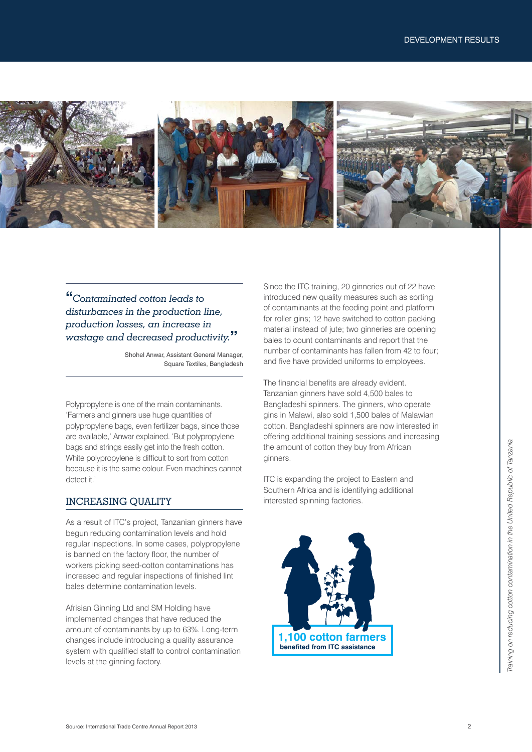> *"Contaminated cotton leads to disturbances in the production line, production losses, an increase in wastage and decreased productivity."*
>
> Shohel Anwar, Assistant General Manager, Square Textiles, Bangladesh

Polypropylene is one of the main contaminants. 'Farmers and ginners use huge quantities of polypropylene bags, even fertilizer bags, since those are available,' Anwar explained. 'But polypropylene bags and strings easily get into the fresh cotton. White polypropylene is difficult to sort from cotton because it is the same colour. Even machines cannot detect it.'

## INCREASING QUALITY

As a result of ITC's project, Tanzanian ginners have begun reducing contamination levels and hold regular inspections. In some cases, polypropylene is banned on the factory floor, the number of workers picking seed-cotton contaminations has increased and regular inspections of finished lint bales determine contamination levels.

Afrisian Ginning Ltd and SM Holding have implemented changes that have reduced the amount of contaminants by up to 63%. Long-term changes include introducing a quality assurance system with qualified staff to control contamination levels at the ginning factory.

Since the ITC training, 20 ginneries out of 22 have introduced new quality measures such as sorting of contaminants at the feeding point and platform for roller gins; 12 have switched to cotton packing material instead of jute; two ginneries are opening bales to count contaminants and report that the number of contaminants has fallen from 42 to four; and five have provided uniforms to employees.

The financial benefits are already evident. Tanzanian ginners have sold 4,500 bales to Bangladeshi spinners. The ginners, who operate gins in Malawi, also sold 1,500 bales of Malawian cotton. Bangladeshi spinners are now interested in offering additional training sessions and increasing the amount of cotton they buy from African ginners.

ITC is expanding the project to Eastern and Southern Africa and is identifying additional interested spinning factories.

**1,100 cotton farmers**
**benefited from ITC assistance**